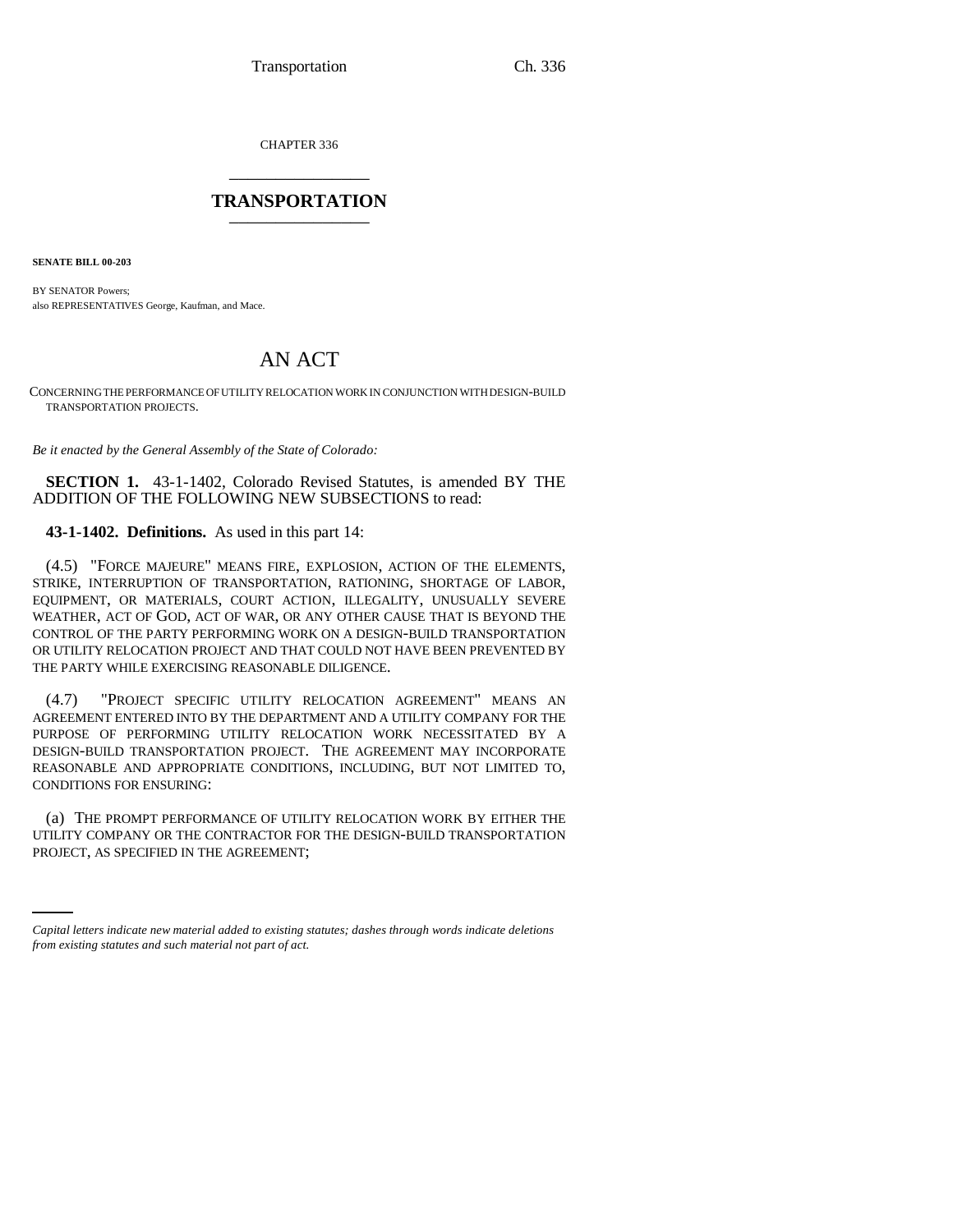CHAPTER 336

# TRANSPORTATION

**SENATE BILL 00-203**

BY SENATOR Powers;
also REPRESENTATIVES George, Kaufman, and Mace.

# AN ACT

CONCERNING THE PERFORMANCE OF UTILITY RELOCATION WORK IN CONJUNCTION WITH DESIGN-BUILD TRANSPORTATION PROJECTS.

*Be it enacted by the General Assembly of the State of Colorado:*

**SECTION 1.** 43-1-1402, Colorado Revised Statutes, is amended BY THE ADDITION OF THE FOLLOWING NEW SUBSECTIONS to read:

**43-1-1402. Definitions.** As used in this part 14:

(4.5) "FORCE MAJEURE" MEANS FIRE, EXPLOSION, ACTION OF THE ELEMENTS, STRIKE, INTERRUPTION OF TRANSPORTATION, RATIONING, SHORTAGE OF LABOR, EQUIPMENT, OR MATERIALS, COURT ACTION, ILLEGALITY, UNUSUALLY SEVERE WEATHER, ACT OF GOD, ACT OF WAR, OR ANY OTHER CAUSE THAT IS BEYOND THE CONTROL OF THE PARTY PERFORMING WORK ON A DESIGN-BUILD TRANSPORTATION OR UTILITY RELOCATION PROJECT AND THAT COULD NOT HAVE BEEN PREVENTED BY THE PARTY WHILE EXERCISING REASONABLE DILIGENCE.

(4.7) "PROJECT SPECIFIC UTILITY RELOCATION AGREEMENT" MEANS AN AGREEMENT ENTERED INTO BY THE DEPARTMENT AND A UTILITY COMPANY FOR THE PURPOSE OF PERFORMING UTILITY RELOCATION WORK NECESSITATED BY A DESIGN-BUILD TRANSPORTATION PROJECT. THE AGREEMENT MAY INCORPORATE REASONABLE AND APPROPRIATE CONDITIONS, INCLUDING, BUT NOT LIMITED TO, CONDITIONS FOR ENSURING:

(a) THE PROMPT PERFORMANCE OF UTILITY RELOCATION WORK BY EITHER THE UTILITY COMPANY OR THE CONTRACTOR FOR THE DESIGN-BUILD TRANSPORTATION PROJECT, AS SPECIFIED IN THE AGREEMENT;

*Capital letters indicate new material added to existing statutes; dashes through words indicate deletions from existing statutes and such material not part of act.*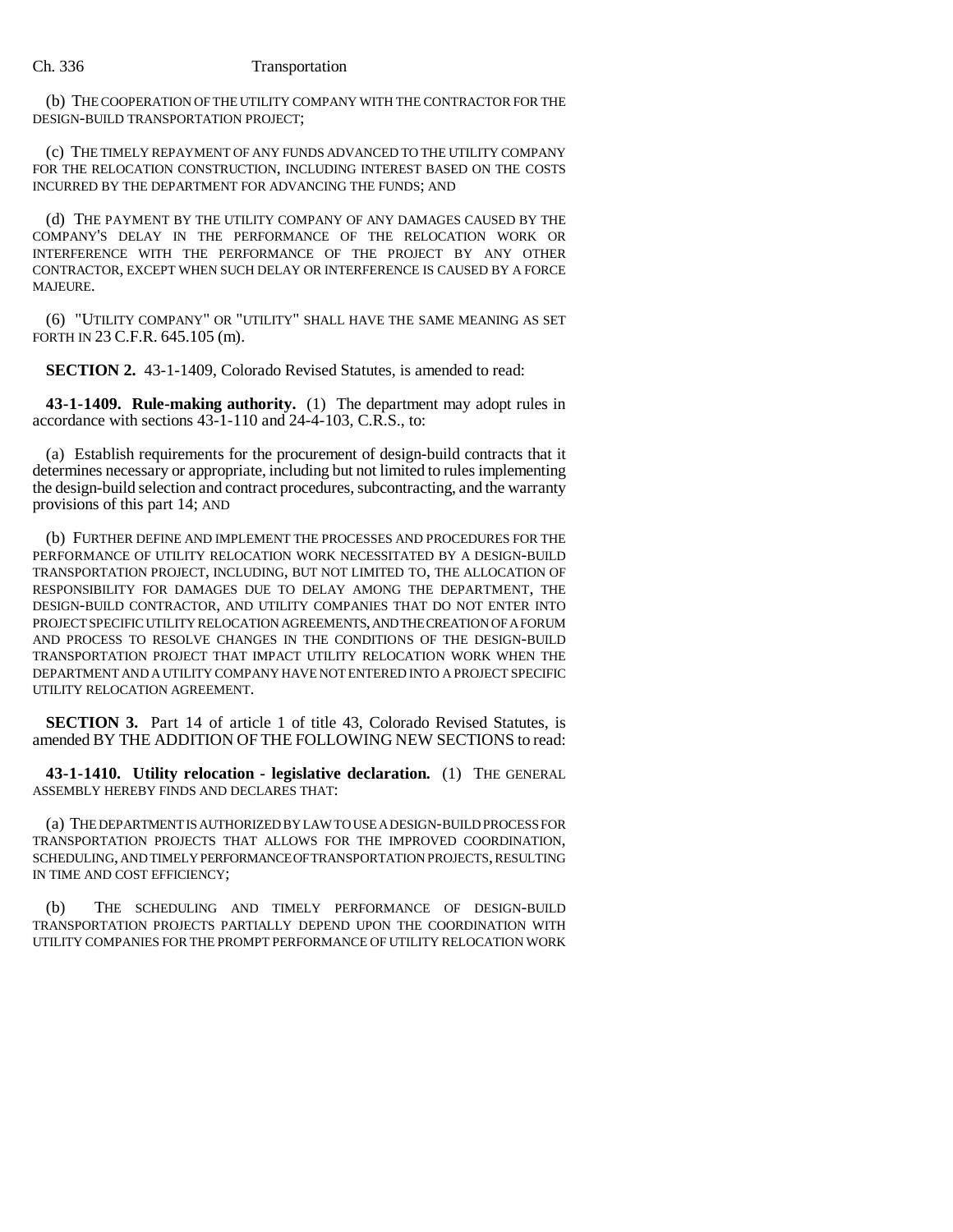(b) THE COOPERATION OF THE UTILITY COMPANY WITH THE CONTRACTOR FOR THE DESIGN-BUILD TRANSPORTATION PROJECT;

(c) THE TIMELY REPAYMENT OF ANY FUNDS ADVANCED TO THE UTILITY COMPANY FOR THE RELOCATION CONSTRUCTION, INCLUDING INTEREST BASED ON THE COSTS INCURRED BY THE DEPARTMENT FOR ADVANCING THE FUNDS; AND

(d) THE PAYMENT BY THE UTILITY COMPANY OF ANY DAMAGES CAUSED BY THE COMPANY'S DELAY IN THE PERFORMANCE OF THE RELOCATION WORK OR INTERFERENCE WITH THE PERFORMANCE OF THE PROJECT BY ANY OTHER CONTRACTOR, EXCEPT WHEN SUCH DELAY OR INTERFERENCE IS CAUSED BY A FORCE MAJEURE.

(6) "UTILITY COMPANY" OR "UTILITY" SHALL HAVE THE SAME MEANING AS SET FORTH IN 23 C.F.R. 645.105 (m).

**SECTION 2.** 43-1-1409, Colorado Revised Statutes, is amended to read:

**43-1-1409. Rule-making authority.** (1) The department may adopt rules in accordance with sections 43-1-110 and 24-4-103, C.R.S., to:

(a) Establish requirements for the procurement of design-build contracts that it determines necessary or appropriate, including but not limited to rules implementing the design-build selection and contract procedures, subcontracting, and the warranty provisions of this part 14; AND

(b) FURTHER DEFINE AND IMPLEMENT THE PROCESSES AND PROCEDURES FOR THE PERFORMANCE OF UTILITY RELOCATION WORK NECESSITATED BY A DESIGN-BUILD TRANSPORTATION PROJECT, INCLUDING, BUT NOT LIMITED TO, THE ALLOCATION OF RESPONSIBILITY FOR DAMAGES DUE TO DELAY AMONG THE DEPARTMENT, THE DESIGN-BUILD CONTRACTOR, AND UTILITY COMPANIES THAT DO NOT ENTER INTO PROJECT SPECIFIC UTILITY RELOCATION AGREEMENTS, AND THE CREATION OF A FORUM AND PROCESS TO RESOLVE CHANGES IN THE CONDITIONS OF THE DESIGN-BUILD TRANSPORTATION PROJECT THAT IMPACT UTILITY RELOCATION WORK WHEN THE DEPARTMENT AND A UTILITY COMPANY HAVE NOT ENTERED INTO A PROJECT SPECIFIC UTILITY RELOCATION AGREEMENT.

**SECTION 3.** Part 14 of article 1 of title 43, Colorado Revised Statutes, is amended BY THE ADDITION OF THE FOLLOWING NEW SECTIONS to read:

**43-1-1410. Utility relocation - legislative declaration.** (1) THE GENERAL ASSEMBLY HEREBY FINDS AND DECLARES THAT:

(a) THE DEPARTMENT IS AUTHORIZED BY LAW TO USE A DESIGN-BUILD PROCESS FOR TRANSPORTATION PROJECTS THAT ALLOWS FOR THE IMPROVED COORDINATION, SCHEDULING, AND TIMELY PERFORMANCE OF TRANSPORTATION PROJECTS, RESULTING IN TIME AND COST EFFICIENCY;

(b) THE SCHEDULING AND TIMELY PERFORMANCE OF DESIGN-BUILD TRANSPORTATION PROJECTS PARTIALLY DEPEND UPON THE COORDINATION WITH UTILITY COMPANIES FOR THE PROMPT PERFORMANCE OF UTILITY RELOCATION WORK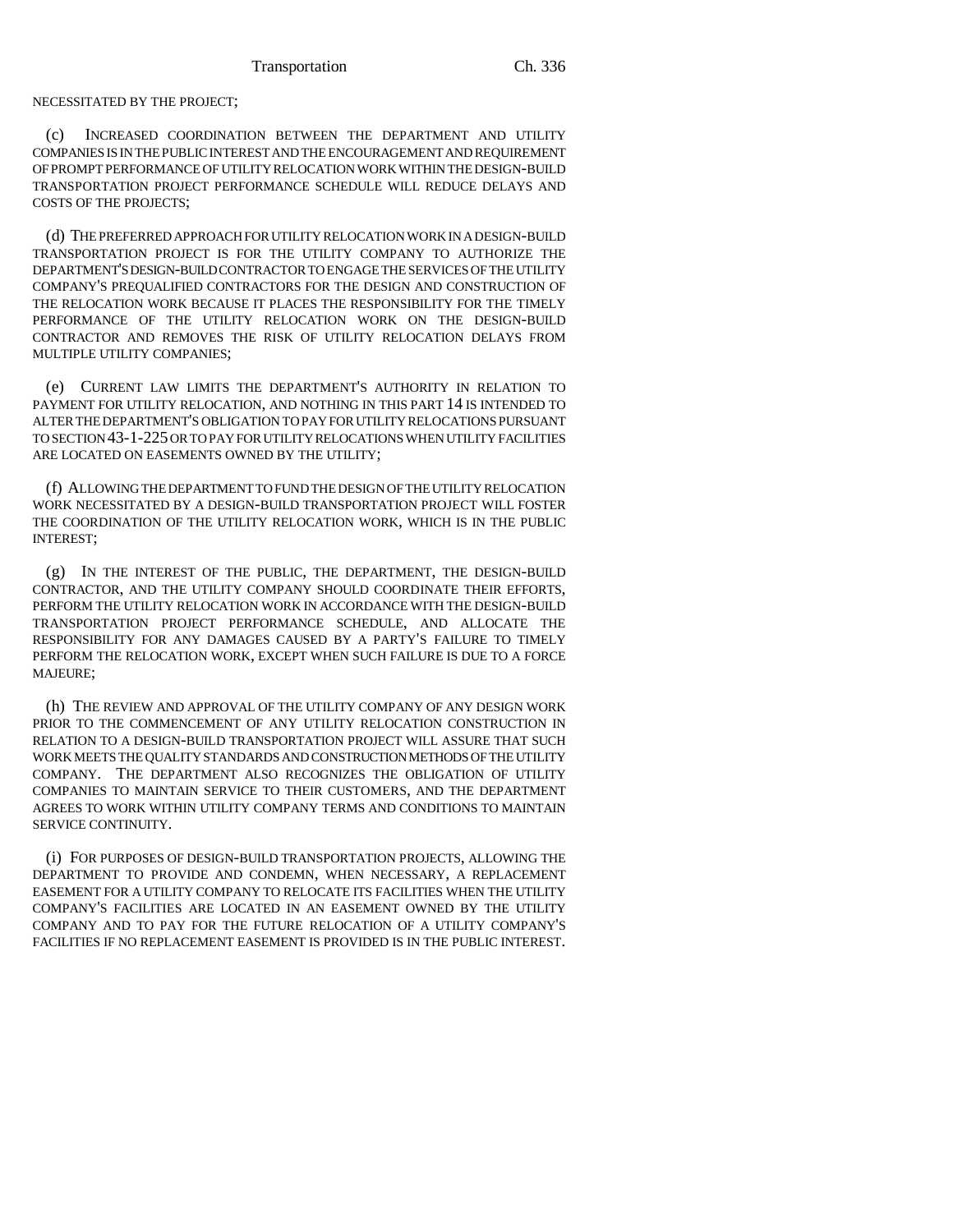NECESSITATED BY THE PROJECT;

(c) INCREASED COORDINATION BETWEEN THE DEPARTMENT AND UTILITY COMPANIES IS IN THE PUBLIC INTEREST AND THE ENCOURAGEMENT AND REQUIREMENT OF PROMPT PERFORMANCE OF UTILITY RELOCATION WORK WITHIN THE DESIGN-BUILD TRANSPORTATION PROJECT PERFORMANCE SCHEDULE WILL REDUCE DELAYS AND COSTS OF THE PROJECTS;

(d) THE PREFERRED APPROACH FOR UTILITY RELOCATION WORK IN A DESIGN-BUILD TRANSPORTATION PROJECT IS FOR THE UTILITY COMPANY TO AUTHORIZE THE DEPARTMENT'S DESIGN-BUILD CONTRACTOR TO ENGAGE THE SERVICES OF THE UTILITY COMPANY'S PREQUALIFIED CONTRACTORS FOR THE DESIGN AND CONSTRUCTION OF THE RELOCATION WORK BECAUSE IT PLACES THE RESPONSIBILITY FOR THE TIMELY PERFORMANCE OF THE UTILITY RELOCATION WORK ON THE DESIGN-BUILD CONTRACTOR AND REMOVES THE RISK OF UTILITY RELOCATION DELAYS FROM MULTIPLE UTILITY COMPANIES;

(e) CURRENT LAW LIMITS THE DEPARTMENT'S AUTHORITY IN RELATION TO PAYMENT FOR UTILITY RELOCATION, AND NOTHING IN THIS PART 14 IS INTENDED TO ALTER THE DEPARTMENT'S OBLIGATION TO PAY FOR UTILITY RELOCATIONS PURSUANT TO SECTION 43-1-225 OR TO PAY FOR UTILITY RELOCATIONS WHEN UTILITY FACILITIES ARE LOCATED ON EASEMENTS OWNED BY THE UTILITY;

(f) ALLOWING THE DEPARTMENT TO FUND THE DESIGN OF THE UTILITY RELOCATION WORK NECESSITATED BY A DESIGN-BUILD TRANSPORTATION PROJECT WILL FOSTER THE COORDINATION OF THE UTILITY RELOCATION WORK, WHICH IS IN THE PUBLIC INTEREST;

(g) IN THE INTEREST OF THE PUBLIC, THE DEPARTMENT, THE DESIGN-BUILD CONTRACTOR, AND THE UTILITY COMPANY SHOULD COORDINATE THEIR EFFORTS, PERFORM THE UTILITY RELOCATION WORK IN ACCORDANCE WITH THE DESIGN-BUILD TRANSPORTATION PROJECT PERFORMANCE SCHEDULE, AND ALLOCATE THE RESPONSIBILITY FOR ANY DAMAGES CAUSED BY A PARTY'S FAILURE TO TIMELY PERFORM THE RELOCATION WORK, EXCEPT WHEN SUCH FAILURE IS DUE TO A FORCE MAJEURE;

(h) THE REVIEW AND APPROVAL OF THE UTILITY COMPANY OF ANY DESIGN WORK PRIOR TO THE COMMENCEMENT OF ANY UTILITY RELOCATION CONSTRUCTION IN RELATION TO A DESIGN-BUILD TRANSPORTATION PROJECT WILL ASSURE THAT SUCH WORK MEETS THE QUALITY STANDARDS AND CONSTRUCTION METHODS OF THE UTILITY COMPANY. THE DEPARTMENT ALSO RECOGNIZES THE OBLIGATION OF UTILITY COMPANIES TO MAINTAIN SERVICE TO THEIR CUSTOMERS, AND THE DEPARTMENT AGREES TO WORK WITHIN UTILITY COMPANY TERMS AND CONDITIONS TO MAINTAIN SERVICE CONTINUITY.

(i) FOR PURPOSES OF DESIGN-BUILD TRANSPORTATION PROJECTS, ALLOWING THE DEPARTMENT TO PROVIDE AND CONDEMN, WHEN NECESSARY, A REPLACEMENT EASEMENT FOR A UTILITY COMPANY TO RELOCATE ITS FACILITIES WHEN THE UTILITY COMPANY'S FACILITIES ARE LOCATED IN AN EASEMENT OWNED BY THE UTILITY COMPANY AND TO PAY FOR THE FUTURE RELOCATION OF A UTILITY COMPANY'S FACILITIES IF NO REPLACEMENT EASEMENT IS PROVIDED IS IN THE PUBLIC INTEREST.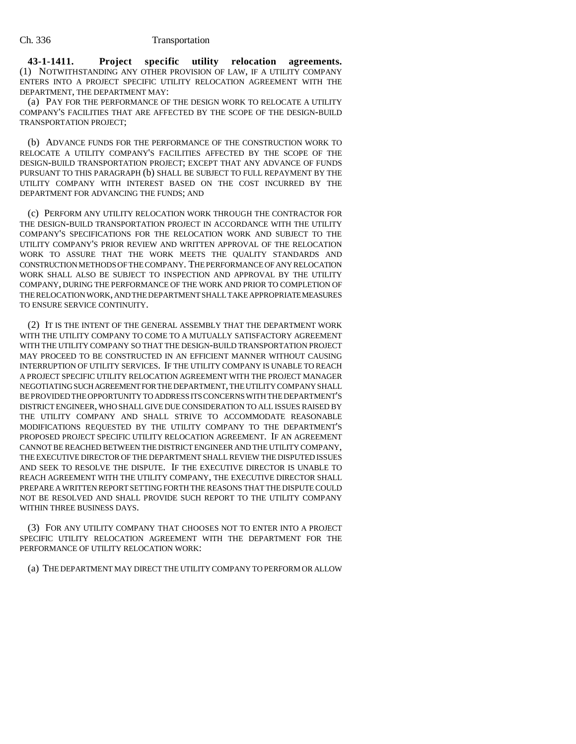**43-1-1411. Project specific utility relocation agreements.** (1) NOTWITHSTANDING ANY OTHER PROVISION OF LAW, IF A UTILITY COMPANY ENTERS INTO A PROJECT SPECIFIC UTILITY RELOCATION AGREEMENT WITH THE DEPARTMENT, THE DEPARTMENT MAY:

(a) PAY FOR THE PERFORMANCE OF THE DESIGN WORK TO RELOCATE A UTILITY COMPANY'S FACILITIES THAT ARE AFFECTED BY THE SCOPE OF THE DESIGN-BUILD TRANSPORTATION PROJECT;

(b) ADVANCE FUNDS FOR THE PERFORMANCE OF THE CONSTRUCTION WORK TO RELOCATE A UTILITY COMPANY'S FACILITIES AFFECTED BY THE SCOPE OF THE DESIGN-BUILD TRANSPORTATION PROJECT; EXCEPT THAT ANY ADVANCE OF FUNDS PURSUANT TO THIS PARAGRAPH (b) SHALL BE SUBJECT TO FULL REPAYMENT BY THE UTILITY COMPANY WITH INTEREST BASED ON THE COST INCURRED BY THE DEPARTMENT FOR ADVANCING THE FUNDS; AND

(c) PERFORM ANY UTILITY RELOCATION WORK THROUGH THE CONTRACTOR FOR THE DESIGN-BUILD TRANSPORTATION PROJECT IN ACCORDANCE WITH THE UTILITY COMPANY'S SPECIFICATIONS FOR THE RELOCATION WORK AND SUBJECT TO THE UTILITY COMPANY'S PRIOR REVIEW AND WRITTEN APPROVAL OF THE RELOCATION WORK TO ASSURE THAT THE WORK MEETS THE QUALITY STANDARDS AND CONSTRUCTION METHODS OF THE COMPANY. THE PERFORMANCE OF ANY RELOCATION WORK SHALL ALSO BE SUBJECT TO INSPECTION AND APPROVAL BY THE UTILITY COMPANY, DURING THE PERFORMANCE OF THE WORK AND PRIOR TO COMPLETION OF THE RELOCATION WORK, AND THE DEPARTMENT SHALL TAKE APPROPRIATE MEASURES TO ENSURE SERVICE CONTINUITY.

(2) IT IS THE INTENT OF THE GENERAL ASSEMBLY THAT THE DEPARTMENT WORK WITH THE UTILITY COMPANY TO COME TO A MUTUALLY SATISFACTORY AGREEMENT WITH THE UTILITY COMPANY SO THAT THE DESIGN-BUILD TRANSPORTATION PROJECT MAY PROCEED TO BE CONSTRUCTED IN AN EFFICIENT MANNER WITHOUT CAUSING INTERRUPTION OF UTILITY SERVICES. IF THE UTILITY COMPANY IS UNABLE TO REACH A PROJECT SPECIFIC UTILITY RELOCATION AGREEMENT WITH THE PROJECT MANAGER NEGOTIATING SUCH AGREEMENT FOR THE DEPARTMENT, THE UTILITY COMPANY SHALL BE PROVIDED THE OPPORTUNITY TO ADDRESS ITS CONCERNS WITH THE DEPARTMENT'S DISTRICT ENGINEER, WHO SHALL GIVE DUE CONSIDERATION TO ALL ISSUES RAISED BY THE UTILITY COMPANY AND SHALL STRIVE TO ACCOMMODATE REASONABLE MODIFICATIONS REQUESTED BY THE UTILITY COMPANY TO THE DEPARTMENT'S PROPOSED PROJECT SPECIFIC UTILITY RELOCATION AGREEMENT. IF AN AGREEMENT CANNOT BE REACHED BETWEEN THE DISTRICT ENGINEER AND THE UTILITY COMPANY, THE EXECUTIVE DIRECTOR OF THE DEPARTMENT SHALL REVIEW THE DISPUTED ISSUES AND SEEK TO RESOLVE THE DISPUTE. IF THE EXECUTIVE DIRECTOR IS UNABLE TO REACH AGREEMENT WITH THE UTILITY COMPANY, THE EXECUTIVE DIRECTOR SHALL PREPARE A WRITTEN REPORT SETTING FORTH THE REASONS THAT THE DISPUTE COULD NOT BE RESOLVED AND SHALL PROVIDE SUCH REPORT TO THE UTILITY COMPANY WITHIN THREE BUSINESS DAYS.

(3) FOR ANY UTILITY COMPANY THAT CHOOSES NOT TO ENTER INTO A PROJECT SPECIFIC UTILITY RELOCATION AGREEMENT WITH THE DEPARTMENT FOR THE PERFORMANCE OF UTILITY RELOCATION WORK:

(a) THE DEPARTMENT MAY DIRECT THE UTILITY COMPANY TO PERFORM OR ALLOW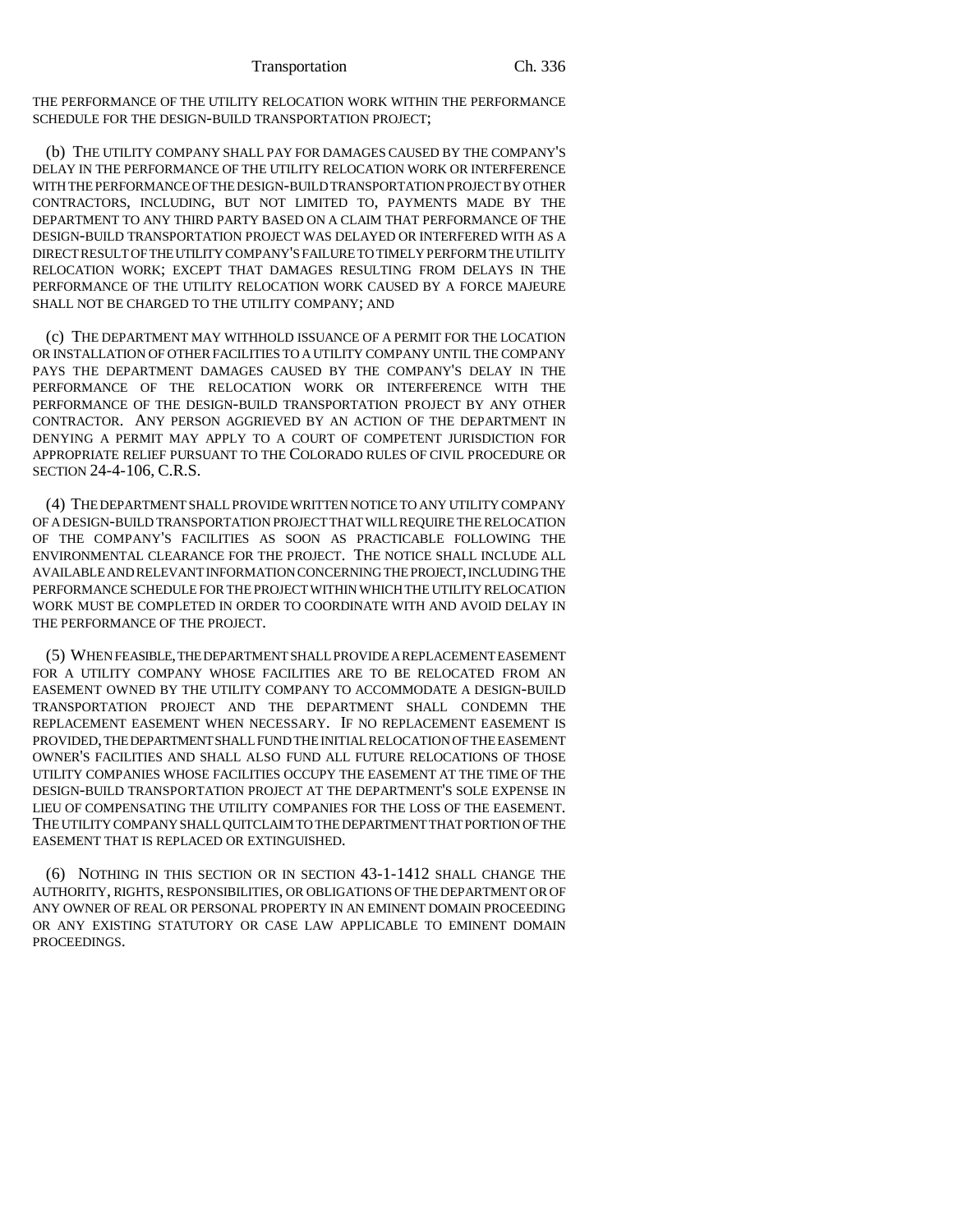THE PERFORMANCE OF THE UTILITY RELOCATION WORK WITHIN THE PERFORMANCE SCHEDULE FOR THE DESIGN-BUILD TRANSPORTATION PROJECT;

(b) THE UTILITY COMPANY SHALL PAY FOR DAMAGES CAUSED BY THE COMPANY'S DELAY IN THE PERFORMANCE OF THE UTILITY RELOCATION WORK OR INTERFERENCE WITH THE PERFORMANCE OF THE DESIGN-BUILD TRANSPORTATION PROJECT BY OTHER CONTRACTORS, INCLUDING, BUT NOT LIMITED TO, PAYMENTS MADE BY THE DEPARTMENT TO ANY THIRD PARTY BASED ON A CLAIM THAT PERFORMANCE OF THE DESIGN-BUILD TRANSPORTATION PROJECT WAS DELAYED OR INTERFERED WITH AS A DIRECT RESULT OF THE UTILITY COMPANY'S FAILURE TO TIMELY PERFORM THE UTILITY RELOCATION WORK; EXCEPT THAT DAMAGES RESULTING FROM DELAYS IN THE PERFORMANCE OF THE UTILITY RELOCATION WORK CAUSED BY A FORCE MAJEURE SHALL NOT BE CHARGED TO THE UTILITY COMPANY; AND

(c) THE DEPARTMENT MAY WITHHOLD ISSUANCE OF A PERMIT FOR THE LOCATION OR INSTALLATION OF OTHER FACILITIES TO A UTILITY COMPANY UNTIL THE COMPANY PAYS THE DEPARTMENT DAMAGES CAUSED BY THE COMPANY'S DELAY IN THE PERFORMANCE OF THE RELOCATION WORK OR INTERFERENCE WITH THE PERFORMANCE OF THE DESIGN-BUILD TRANSPORTATION PROJECT BY ANY OTHER CONTRACTOR. ANY PERSON AGGRIEVED BY AN ACTION OF THE DEPARTMENT IN DENYING A PERMIT MAY APPLY TO A COURT OF COMPETENT JURISDICTION FOR APPROPRIATE RELIEF PURSUANT TO THE COLORADO RULES OF CIVIL PROCEDURE OR SECTION 24-4-106, C.R.S.

(4) THE DEPARTMENT SHALL PROVIDE WRITTEN NOTICE TO ANY UTILITY COMPANY OF A DESIGN-BUILD TRANSPORTATION PROJECT THAT WILL REQUIRE THE RELOCATION OF THE COMPANY'S FACILITIES AS SOON AS PRACTICABLE FOLLOWING THE ENVIRONMENTAL CLEARANCE FOR THE PROJECT. THE NOTICE SHALL INCLUDE ALL AVAILABLE AND RELEVANT INFORMATION CONCERNING THE PROJECT, INCLUDING THE PERFORMANCE SCHEDULE FOR THE PROJECT WITHIN WHICH THE UTILITY RELOCATION WORK MUST BE COMPLETED IN ORDER TO COORDINATE WITH AND AVOID DELAY IN THE PERFORMANCE OF THE PROJECT.

(5) WHEN FEASIBLE, THE DEPARTMENT SHALL PROVIDE A REPLACEMENT EASEMENT FOR A UTILITY COMPANY WHOSE FACILITIES ARE TO BE RELOCATED FROM AN EASEMENT OWNED BY THE UTILITY COMPANY TO ACCOMMODATE A DESIGN-BUILD TRANSPORTATION PROJECT AND THE DEPARTMENT SHALL CONDEMN THE REPLACEMENT EASEMENT WHEN NECESSARY. IF NO REPLACEMENT EASEMENT IS PROVIDED, THE DEPARTMENT SHALL FUND THE INITIAL RELOCATION OF THE EASEMENT OWNER'S FACILITIES AND SHALL ALSO FUND ALL FUTURE RELOCATIONS OF THOSE UTILITY COMPANIES WHOSE FACILITIES OCCUPY THE EASEMENT AT THE TIME OF THE DESIGN-BUILD TRANSPORTATION PROJECT AT THE DEPARTMENT'S SOLE EXPENSE IN LIEU OF COMPENSATING THE UTILITY COMPANIES FOR THE LOSS OF THE EASEMENT. THE UTILITY COMPANY SHALL QUITCLAIM TO THE DEPARTMENT THAT PORTION OF THE EASEMENT THAT IS REPLACED OR EXTINGUISHED.

(6) NOTHING IN THIS SECTION OR IN SECTION 43-1-1412 SHALL CHANGE THE AUTHORITY, RIGHTS, RESPONSIBILITIES, OR OBLIGATIONS OF THE DEPARTMENT OR OF ANY OWNER OF REAL OR PERSONAL PROPERTY IN AN EMINENT DOMAIN PROCEEDING OR ANY EXISTING STATUTORY OR CASE LAW APPLICABLE TO EMINENT DOMAIN PROCEEDINGS.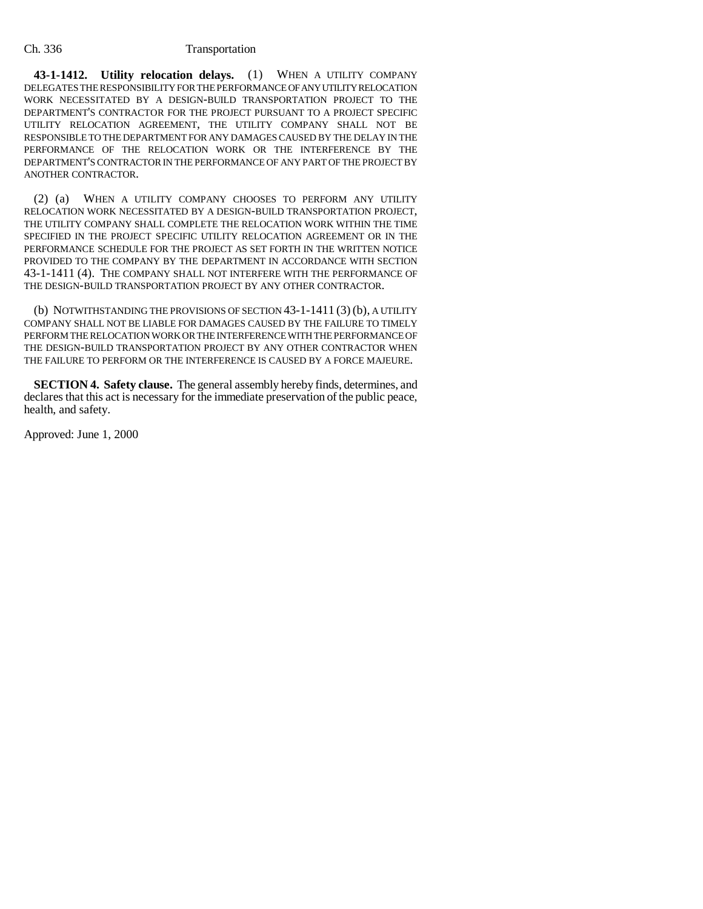**43-1-1412. Utility relocation delays.** (1) WHEN A UTILITY COMPANY DELEGATES THE RESPONSIBILITY FOR THE PERFORMANCE OF ANY UTILITY RELOCATION WORK NECESSITATED BY A DESIGN-BUILD TRANSPORTATION PROJECT TO THE DEPARTMENT'S CONTRACTOR FOR THE PROJECT PURSUANT TO A PROJECT SPECIFIC UTILITY RELOCATION AGREEMENT, THE UTILITY COMPANY SHALL NOT BE RESPONSIBLE TO THE DEPARTMENT FOR ANY DAMAGES CAUSED BY THE DELAY IN THE PERFORMANCE OF THE RELOCATION WORK OR THE INTERFERENCE BY THE DEPARTMENT'S CONTRACTOR IN THE PERFORMANCE OF ANY PART OF THE PROJECT BY ANOTHER CONTRACTOR.

(2) (a) WHEN A UTILITY COMPANY CHOOSES TO PERFORM ANY UTILITY RELOCATION WORK NECESSITATED BY A DESIGN-BUILD TRANSPORTATION PROJECT, THE UTILITY COMPANY SHALL COMPLETE THE RELOCATION WORK WITHIN THE TIME SPECIFIED IN THE PROJECT SPECIFIC UTILITY RELOCATION AGREEMENT OR IN THE PERFORMANCE SCHEDULE FOR THE PROJECT AS SET FORTH IN THE WRITTEN NOTICE PROVIDED TO THE COMPANY BY THE DEPARTMENT IN ACCORDANCE WITH SECTION 43-1-1411 (4). THE COMPANY SHALL NOT INTERFERE WITH THE PERFORMANCE OF THE DESIGN-BUILD TRANSPORTATION PROJECT BY ANY OTHER CONTRACTOR.

(b) NOTWITHSTANDING THE PROVISIONS OF SECTION 43-1-1411 (3) (b), A UTILITY COMPANY SHALL NOT BE LIABLE FOR DAMAGES CAUSED BY THE FAILURE TO TIMELY PERFORM THE RELOCATION WORK OR THE INTERFERENCE WITH THE PERFORMANCE OF THE DESIGN-BUILD TRANSPORTATION PROJECT BY ANY OTHER CONTRACTOR WHEN THE FAILURE TO PERFORM OR THE INTERFERENCE IS CAUSED BY A FORCE MAJEURE.

**SECTION 4. Safety clause.** The general assembly hereby finds, determines, and declares that this act is necessary for the immediate preservation of the public peace, health, and safety.

Approved: June 1, 2000